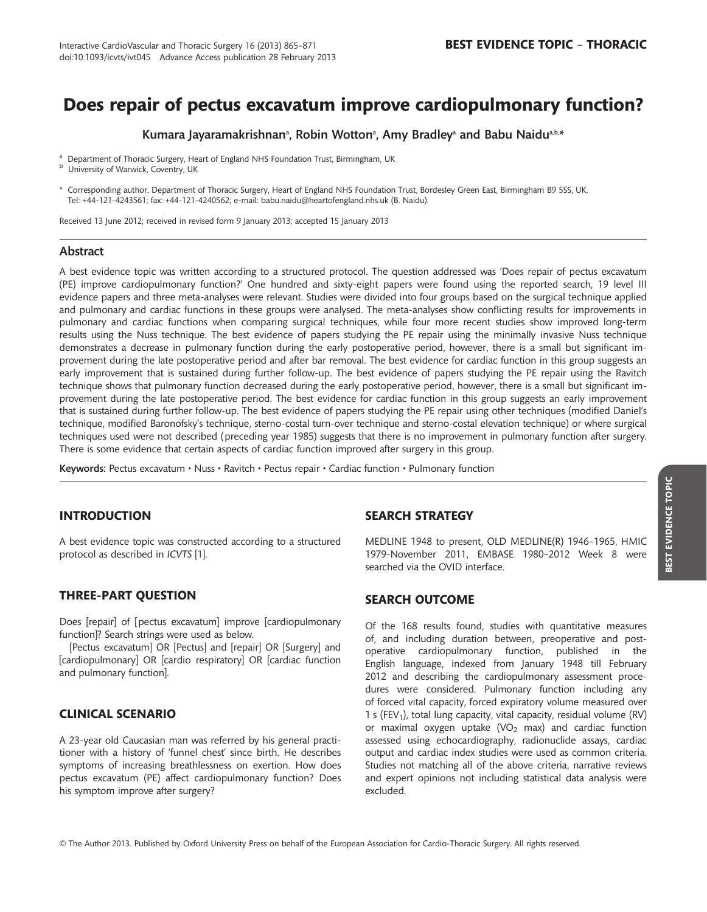# Does repair of pectus excavatum improve cardiopulmonary function?

Kumara Jayaramakrishnan[a], Robin Wotton[a], Amy Bradley[a] and Babu Naidu[a,b,*]

[a] Department of Thoracic Surgery, Heart of England NHS Foundation Trust, Birmingham, UK
[b] University of Warwick, Coventry, UK

\* Corresponding author. Department of Thoracic Surgery, Heart of England NHS Foundation Trust, Bordesley Green East, Birmingham B9 5SS, UK. Tel: +44-121-4243561; fax: +44-121-4240562; e-mail: babu.naidu@heartofengland.nhs.uk (B. Naidu).

Received 13 June 2012; received in revised form 9 January 2013; accepted 15 January 2013

## Abstract

A best evidence topic was written according to a structured protocol. The question addressed was 'Does repair of pectus excavatum (PE) improve cardiopulmonary function?' One hundred and sixty-eight papers were found using the reported search, 19 level III evidence papers and three meta-analyses were relevant. Studies were divided into four groups based on the surgical technique applied and pulmonary and cardiac functions in these groups were analysed. The meta-analyses show conflicting results for improvements in pulmonary and cardiac functions when comparing surgical techniques, while four more recent studies show improved long-term results using the Nuss technique. The best evidence of papers studying the PE repair using the minimally invasive Nuss technique demonstrates a decrease in pulmonary function during the early postoperative period, however, there is a small but significant improvement during the late postoperative period and after bar removal. The best evidence for cardiac function in this group suggests an early improvement that is sustained during further follow-up. The best evidence of papers studying the PE repair using the Ravitch technique shows that pulmonary function decreased during the early postoperative period, however, there is a small but significant improvement during the late postoperative period. The best evidence for cardiac function in this group suggests an early improvement that is sustained during further follow-up. The best evidence of papers studying the PE repair using other techniques (modified Daniel's technique, modified Baronofsky's technique, sterno-costal turn-over technique and sterno-costal elevation technique) or where surgical techniques used were not described (preceding year 1985) suggests that there is no improvement in pulmonary function after surgery. There is some evidence that certain aspects of cardiac function improved after surgery in this group.

**Keywords:** Pectus excavatum • Nuss • Ravitch • Pectus repair • Cardiac function • Pulmonary function

## INTRODUCTION

A best evidence topic was constructed according to a structured protocol as described in *ICVTS* [1].

## THREE-PART QUESTION

Does [repair] of [pectus excavatum] improve [cardiopulmonary function]? Search strings were used as below.

[Pectus excavatum] OR [Pectus] and [repair] OR [Surgery] and [cardiopulmonary] OR [cardio respiratory] OR [cardiac function and pulmonary function].

## CLINICAL SCENARIO

A 23-year old Caucasian man was referred by his general practitioner with a history of 'funnel chest' since birth. He describes symptoms of increasing breathlessness on exertion. How does pectus excavatum (PE) affect cardiopulmonary function? Does his symptom improve after surgery?

## SEARCH STRATEGY

MEDLINE 1948 to present, OLD MEDLINE(R) 1946–1965, HMIC 1979-November 2011, EMBASE 1980–2012 Week 8 were searched via the OVID interface.

## SEARCH OUTCOME

Of the 168 results found, studies with quantitative measures of, and including duration between, preoperative and postoperative cardiopulmonary function, published in the English language, indexed from January 1948 till February 2012 and describing the cardiopulmonary assessment procedures were considered. Pulmonary function including any of forced vital capacity, forced expiratory volume measured over 1 s ($FEV_1$), total lung capacity, vital capacity, residual volume (RV) or maximal oxygen uptake ($VO_2$ max) and cardiac function assessed using echocardiography, radionuclide assays, cardiac output and cardiac index studies were used as common criteria. Studies not matching all of the above criteria, narrative reviews and expert opinions not including statistical data analysis were excluded.

© The Author 2013. Published by Oxford University Press on behalf of the European Association for Cardio-Thoracic Surgery. All rights reserved.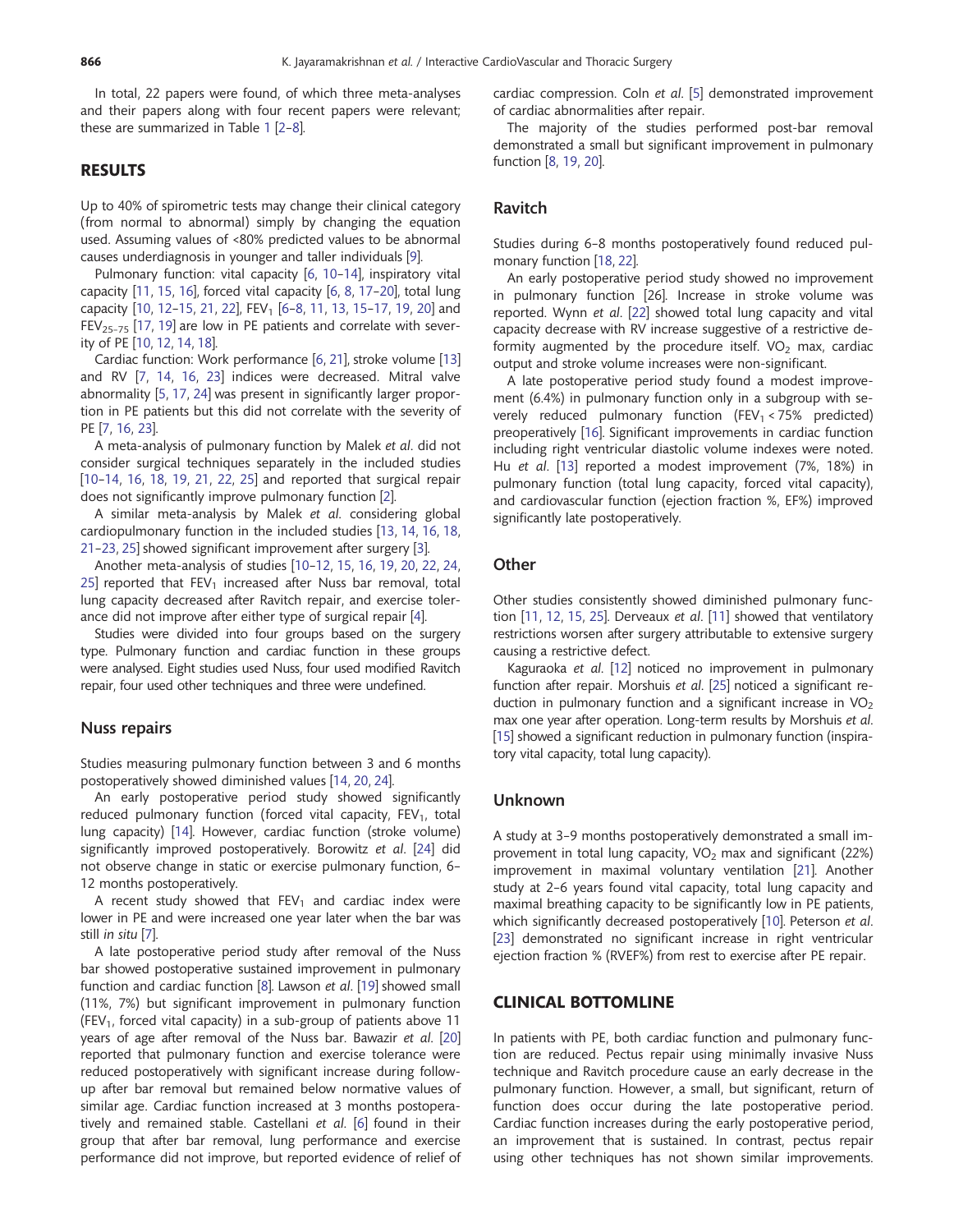In total, 22 papers were found, of which three meta-analyses and their papers along with four recent papers were relevant; these are summarized in Table 1 [2–8].

## RESULTS

Up to 40% of spirometric tests may change their clinical category (from normal to abnormal) simply by changing the equation used. Assuming values of <80% predicted values to be abnormal causes underdiagnosis in younger and taller individuals [9].

Pulmonary function: vital capacity [6, 10–14], inspiratory vital capacity [11, 15, 16], forced vital capacity [6, 8, 17–20], total lung capacity [10, 12–15, 21, 22], $FEV_1$ [6–8, 11, 13, 15–17, 19, 20] and $FEV_{25–75}$ [17, 19] are low in PE patients and correlate with severity of PE [10, 12, 14, 18].

Cardiac function: Work performance [6, 21], stroke volume [13] and RV [7, 14, 16, 23] indices were decreased. Mitral valve abnormality [5, 17, 24] was present in significantly larger proportion in PE patients but this did not correlate with the severity of PE [7, 16, 23].

A meta-analysis of pulmonary function by Malek *et al*. did not consider surgical techniques separately in the included studies [10–14, 16, 18, 19, 21, 22, 25] and reported that surgical repair does not significantly improve pulmonary function [2].

A similar meta-analysis by Malek *et al*. considering global cardiopulmonary function in the included studies [13, 14, 16, 18, 21–23, 25] showed significant improvement after surgery [3].

Another meta-analysis of studies [10–12, 15, 16, 19, 20, 22, 24, 25] reported that $FEV_1$ increased after Nuss bar removal, total lung capacity decreased after Ravitch repair, and exercise tolerance did not improve after either type of surgical repair [4].

Studies were divided into four groups based on the surgery type. Pulmonary function and cardiac function in these groups were analysed. Eight studies used Nuss, four used modified Ravitch repair, four used other techniques and three were undefined.

### Nuss repairs

Studies measuring pulmonary function between 3 and 6 months postoperatively showed diminished values [14, 20, 24].

An early postoperative period study showed significantly reduced pulmonary function (forced vital capacity, $FEV_1$, total lung capacity) [14]. However, cardiac function (stroke volume) significantly improved postoperatively. Borowitz *et al*. [24] did not observe change in static or exercise pulmonary function, 6–12 months postoperatively.

A recent study showed that $FEV_1$ and cardiac index were lower in PE and were increased one year later when the bar was still *in situ* [7].

A late postoperative period study after removal of the Nuss bar showed postoperative sustained improvement in pulmonary function and cardiac function [8]. Lawson *et al*. [19] showed small (11%, 7%) but significant improvement in pulmonary function ($FEV_1$, forced vital capacity) in a sub-group of patients above 11 years of age after removal of the Nuss bar. Bawazir *et al*. [20] reported that pulmonary function and exercise tolerance were reduced postoperatively with significant increase during follow-up after bar removal but remained below normative values of similar age. Cardiac function increased at 3 months postoperatively and remained stable. Castellani *et al*. [6] found in their group that after bar removal, lung performance and exercise performance did not improve, but reported evidence of relief of cardiac compression. Coln *et al*. [5] demonstrated improvement of cardiac abnormalities after repair.

The majority of the studies performed post-bar removal demonstrated a small but significant improvement in pulmonary function [8, 19, 20].

### Ravitch

Studies during 6–8 months postoperatively found reduced pulmonary function [18, 22].

An early postoperative period study showed no improvement in pulmonary function [26]. Increase in stroke volume was reported. Wynn *et al*. [22] showed total lung capacity and vital capacity decrease with RV increase suggestive of a restrictive deformity augmented by the procedure itself. $VO_2$ max, cardiac output and stroke volume increases were non-significant.

A late postoperative period study found a modest improvement (6.4%) in pulmonary function only in a subgroup with severely reduced pulmonary function ($FEV_1 < 75\%$ predicted) preoperatively [16]. Significant improvements in cardiac function including right ventricular diastolic volume indexes were noted. Hu *et al*. [13] reported a modest improvement (7%, 18%) in pulmonary function (total lung capacity, forced vital capacity), and cardiovascular function (ejection fraction %, EF%) improved significantly late postoperatively.

### Other

Other studies consistently showed diminished pulmonary function [11, 12, 15, 25]. Derveaux *et al*. [11] showed that ventilatory restrictions worsen after surgery attributable to extensive surgery causing a restrictive defect.

Kaguraoka *et al*. [12] noticed no improvement in pulmonary function after repair. Morshuis *et al*. [25] noticed a significant reduction in pulmonary function and a significant increase in $VO_2$ max one year after operation. Long-term results by Morshuis *et al*. [15] showed a significant reduction in pulmonary function (inspiratory vital capacity, total lung capacity).

### Unknown

A study at 3–9 months postoperatively demonstrated a small improvement in total lung capacity, $VO_2$ max and significant (22%) improvement in maximal voluntary ventilation [21]. Another study at 2–6 years found vital capacity, total lung capacity and maximal breathing capacity to be significantly low in PE patients, which significantly decreased postoperatively [10]. Peterson *et al*. [23] demonstrated no significant increase in right ventricular ejection fraction % (RVEF%) from rest to exercise after PE repair.

## CLINICAL BOTTOMLINE

In patients with PE, both cardiac function and pulmonary function are reduced. Pectus repair using minimally invasive Nuss technique and Ravitch procedure cause an early decrease in the pulmonary function. However, a small, but significant, return of function does occur during the late postoperative period. Cardiac function increases during the early postoperative period, an improvement that is sustained. In contrast, pectus repair using other techniques has not shown similar improvements.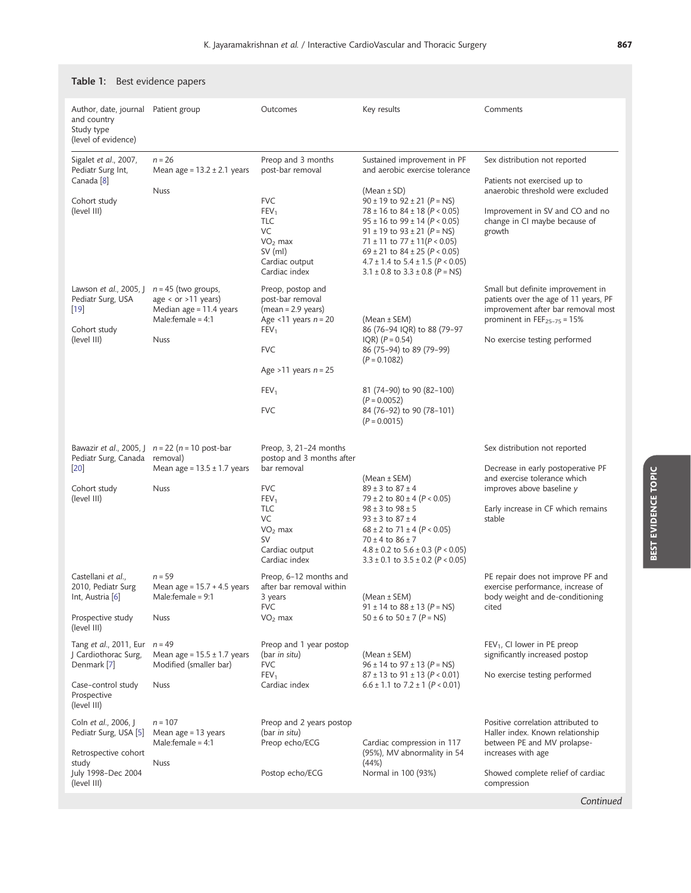**Table 1:** Best evidence papers

| Author, date, journal and country<br>Study type<br>(level of evidence) | Patient group | Outcomes | Key results | Comments |
|---|---|---|---|---|
| Sigalet *et al.*, 2007, Pediatr Surg Int, Canada [8]<br><br>Cohort study<br>(level III) | $n = 26$<br>Mean age = 13.2 ± 2.1 years<br><br>Nuss | Preop and 3 months post-bar removal<br><br>FVC<br>$FEV_1$<br>TLC<br>VC<br>$VO_2$ max<br>SV (ml)<br>Cardiac output<br>Cardiac index | Sustained improvement in PF and aerobic exercise tolerance<br><br>(Mean ± SD)<br>90 ± 19 to 92 ± 21 ($P$ = NS)<br>78 ± 16 to 84 ± 18 ($P < 0.05$)<br>95 ± 16 to 99 ± 14 ($P < 0.05$)<br>91 ± 19 to 93 ± 21 ($P$ = NS)<br>71 ± 11 to 77 ± 11($P < 0.05$)<br>69 ± 21 to 84 ± 25 ($P < 0.05$)<br>4.7 ± 1.4 to 5.4 ± 1.5 ($P < 0.05$)<br>3.1 ± 0.8 to 3.3 ± 0.8 ($P$ = NS) | Sex distribution not reported<br><br>Patients not exercised up to anaerobic threshold were excluded<br><br>Improvement in SV and CO and no change in CI maybe because of growth |
| Lawson *et al.*, 2005, J Pediatr Surg, USA [19]<br><br>Cohort study<br>(level III) | $n = 45$ (two groups, age < or >11 years)<br>Median age = 11.4 years<br>Male:female = 4:1<br><br>Nuss | Preop, postop and post-bar removal (mean = 2.9 years)<br>Age <11 years $n = 20$<br>$FEV_1$<br><br>FVC<br><br>Age >11 years $n = 25$<br><br>$FEV_1$<br><br>FVC | (Mean ± SEM)<br>86 (76–94 IQR) to 88 (79–97 IQR) ($P = 0.54$)<br>86 (75–94) to 89 (79–99) ($P = 0.1082$)<br><br>81 (74–90) to 90 (82–100) ($P = 0.0052$)<br>84 (76–92) to 90 (78–101) ($P = 0.0015$) | Small but definite improvement in patients over the age of 11 years, PF improvement after bar removal most prominent in $FEF_{25-75}$ = 15%<br><br>No exercise testing performed |
| Bawazir *et al.*, 2005, J Pediatr Surg, Canada [20]<br><br>Cohort study<br>(level III) | $n = 22$ ($n = 10$ post-bar removal)<br>Mean age = 13.5 ± 1.7 years<br><br>Nuss | Preop, 3, 21–24 months postop and 3 months after bar removal<br><br>FVC<br>$FEV_1$<br>TLC<br>VC<br>$VO_2$ max<br>SV<br>Cardiac output<br>Cardiac index | (Mean ± SEM)<br>89 ± 3 to 87 ± 4<br>79 ± 2 to 80 ± 4 ($P < 0.05$)<br>98 ± 3 to 98 ± 5<br>93 ± 3 to 87 ± 4<br>68 ± 2 to 71 ± 4 ($P < 0.05$)<br>70 ± 4 to 86 ± 7<br>4.8 ± 0.2 to 5.6 ± 0.3 ($P < 0.05$)<br>3.3 ± 0.1 to 3.5 ± 0.2 ($P < 0.05$) | Sex distribution not reported<br><br>Decrease in early postoperative PF and exercise tolerance which improves above baseline *y*<br><br>Early increase in CF which remains stable |
| Castellani *et al.*, 2010, Pediatr Surg Int, Austria [6]<br><br>Prospective study<br>(level III) | $n = 59$<br>Mean age = 15.7 + 4.5 years<br>Male:female = 9:1<br><br>Nuss | Preop, 6–12 months and after bar removal within 3 years<br>FVC<br>$VO_2$ max | (Mean ± SEM)<br>91 ± 14 to 88 ± 13 ($P$ = NS)<br>50 ± 6 to 50 ± 7 ($P$ = NS) | PE repair does not improve PF and exercise performance, increase of body weight and de-conditioning cited |
| Tang *et al.*, 2011, Eur J Cardiothorac Surg, Denmark [7]<br><br>Case–control study<br>Prospective<br>(level III) | $n = 49$<br>Mean age = 15.5 ± 1.7 years<br>Modified (smaller bar)<br><br>Nuss | Preop and 1 year postop (bar *in situ*)<br>FVC<br>$FEV_1$<br>Cardiac index | (Mean ± SEM)<br>96 ± 14 to 97 ± 13 ($P$ = NS)<br>87 ± 13 to 91 ± 13 ($P < 0.01$)<br>6.6 ± 1.1 to 7.2 ± 1 ($P < 0.01$) | $FEV_1$, CI lower in PE preop significantly increased postop<br><br>No exercise testing performed |
| Coln *et al.*, 2006, J Pediatr Surg, USA [5]<br><br>Retrospective cohort study<br>July 1998–Dec 2004<br>(level III) | $n = 107$<br>Mean age = 13 years<br>Male:female = 4:1<br><br>Nuss | Preop and 2 years postop (bar *in situ*)<br>Preop echo/ECG<br><br>Postop echo/ECG | Cardiac compression in 117 (95%), MV abnormality in 54 (44%)<br><br>Normal in 100 (93%) | Positive correlation attributed to Haller index. Known relationship between PE and MV prolapse-increases with age<br><br>Showed complete relief of cardiac compression |

*Continued*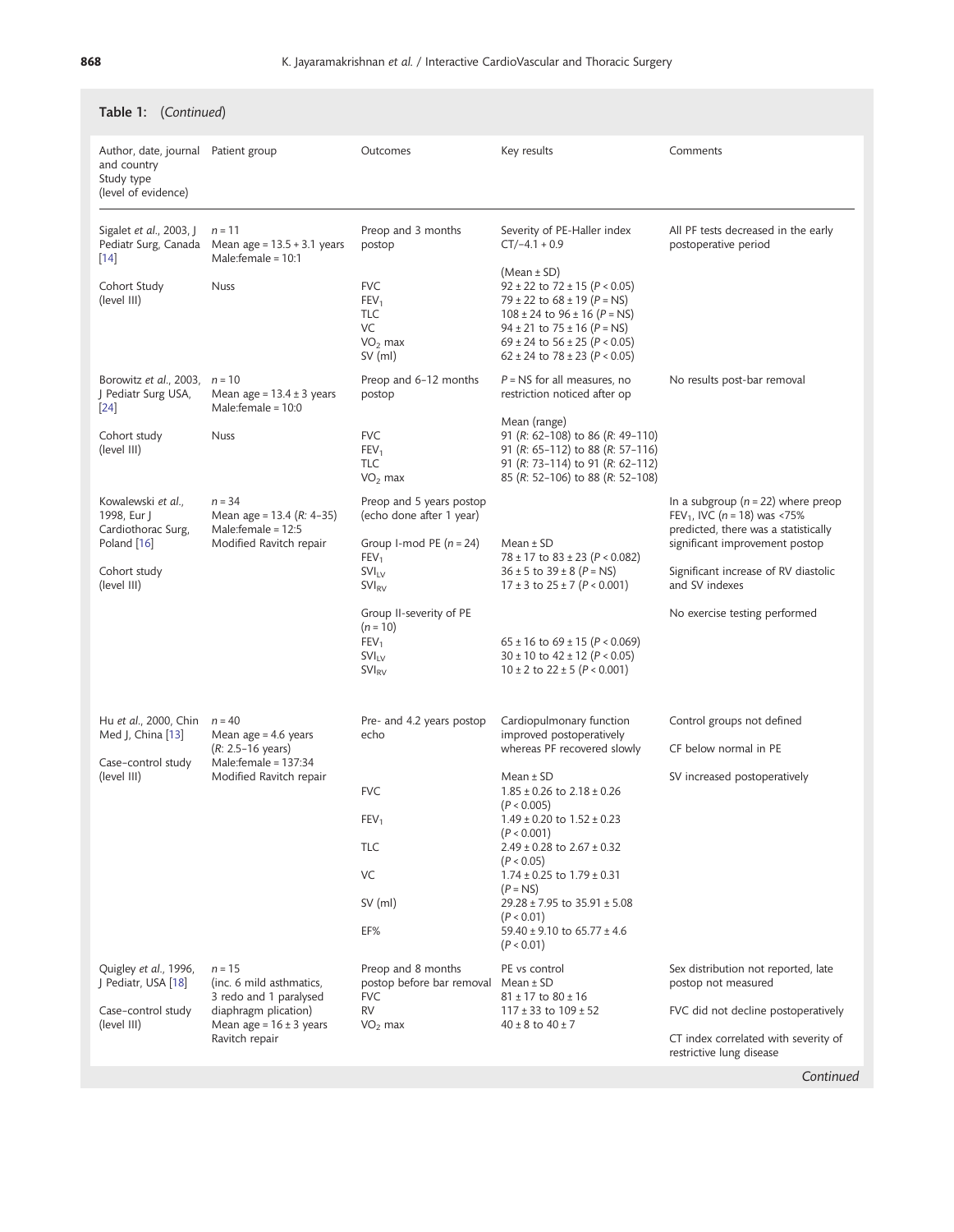**Table 1:** (*Continued*)

| Author, date, journal and country Study type (level of evidence) | Patient group | Outcomes | Key results | Comments |
|---|---|---|---|---|
| Sigalet *et al.*, 2003, J Pediatr Surg, Canada [14] | $n = 11$ Mean age = 13.5 + 3.1 years Male:female = 10:1 | Preop and 3 months postop | Severity of PE-Haller index CT/−4.1 + 0.9 | All PF tests decreased in the early postoperative period |
| Cohort Study (level III) | Nuss | | (Mean ± SD) | |
| | | FVC | 92 ± 22 to 72 ± 15 ($P < 0.05$) | |
| | | $FEV_1$ | 79 ± 22 to 68 ± 19 ($P$ = NS) | |
| | | TLC | 108 ± 24 to 96 ± 16 ($P$ = NS) | |
| | | VC | 94 ± 21 to 75 ± 16 ($P$ = NS) | |
| | | $VO_2$ max | 69 ± 24 to 56 ± 25 ($P < 0.05$) | |
| | | SV (ml) | 62 ± 24 to 78 ± 23 ($P < 0.05$) | |
| Borowitz *et al.*, 2003, J Pediatr Surg USA, [24] | $n = 10$ Mean age = 13.4 ± 3 years Male:female = 10:0 | Preop and 6–12 months postop | $P$ = NS for all measures, no restriction noticed after op | No results post-bar removal |
| Cohort study (level III) | Nuss | | Mean (range) | |
| | | FVC | 91 (*R*: 62–108) to 86 (*R*: 49–110) | |
| | | $FEV_1$ | 91 (*R*: 65–112) to 88 (*R*: 57–116) | |
| | | TLC | 91 (*R*: 73–114) to 91 (*R*: 62–112) | |
| | | $VO_2$ max | 85 (*R*: 52–106) to 88 (*R*: 52–108) | |
| Kowalewski *et al.*, 1998, Eur J Cardiothorac Surg, Poland [16] | $n = 34$ Mean age = 13.4 (*R*: 4–35) Male:female = 12:5 Modified Ravitch repair | Preop and 5 years postop (echo done after 1 year) | | In a subgroup ($n = 22$) where preop $FEV_1$, IVC ($n = 18$) was <75% predicted, there was a statistically significant improvement postop |
| Cohort study (level III) | | Group I-mod PE ($n = 24$) | Mean ± SD | |
| | | $FEV_1$ | 78 ± 17 to 83 ± 23 ($P < 0.082$) | Significant increase of RV diastolic and SV indexes |
| | | $SVI_{LV}$ | 36 ± 5 to 39 ± 8 ($P$ = NS) | |
| | | $SVI_{RV}$ | 17 ± 3 to 25 ± 7 ($P < 0.001$) | |
| | | Group II-severity of PE ($n = 10$) | | No exercise testing performed |
| | | $FEV_1$ | 65 ± 16 to 69 ± 15 ($P < 0.069$) | |
| | | $SVI_{LV}$ | 30 ± 10 to 42 ± 12 ($P < 0.05$) | |
| | | $SVI_{RV}$ | 10 ± 2 to 22 ± 5 ($P < 0.001$) | |
| Hu *et al.*, 2000, Chin Med J, China [13] | $n = 40$ Mean age = 4.6 years (*R*: 2.5–16 years) Male:female = 137:34 Modified Ravitch repair | Pre- and 4.2 years postop echo | Cardiopulmonary function improved postoperatively whereas PF recovered slowly | Control groups not defined |
| Case–control study (level III) | | | | CF below normal in PE |
| | | | Mean ± SD | SV increased postoperatively |
| | | FVC | 1.85 ± 0.26 to 2.18 ± 0.26 ($P < 0.005$) | |
| | | $FEV_1$ | 1.49 ± 0.20 to 1.52 ± 0.23 ($P < 0.001$) | |
| | | TLC | 2.49 ± 0.28 to 2.67 ± 0.32 ($P < 0.05$) | |
| | | VC | 1.74 ± 0.25 to 1.79 ± 0.31 ($P$ = NS) | |
| | | SV (ml) | 29.28 ± 7.95 to 35.91 ± 5.08 ($P < 0.01$) | |
| | | EF% | 59.40 ± 9.10 to 65.77 ± 4.6 ($P < 0.01$) | |
| Quigley *et al.*, 1996, J Pediatr, USA [18] | $n = 15$ (inc. 6 mild asthmatics, 3 redo and 1 paralysed diaphragm plication) Mean age = 16 ± 3 years Ravitch repair | Preop and 8 months postop before bar removal | PE vs control Mean ± SD | Sex distribution not reported, late postop not measured |
| Case–control study (level III) | | FVC | 81 ± 17 to 80 ± 16 | FVC did not decline postoperatively |
| | | RV | 117 ± 33 to 109 ± 52 | |
| | | $VO_2$ max | 40 ± 8 to 40 ± 7 | CT index correlated with severity of restrictive lung disease |

*Continued*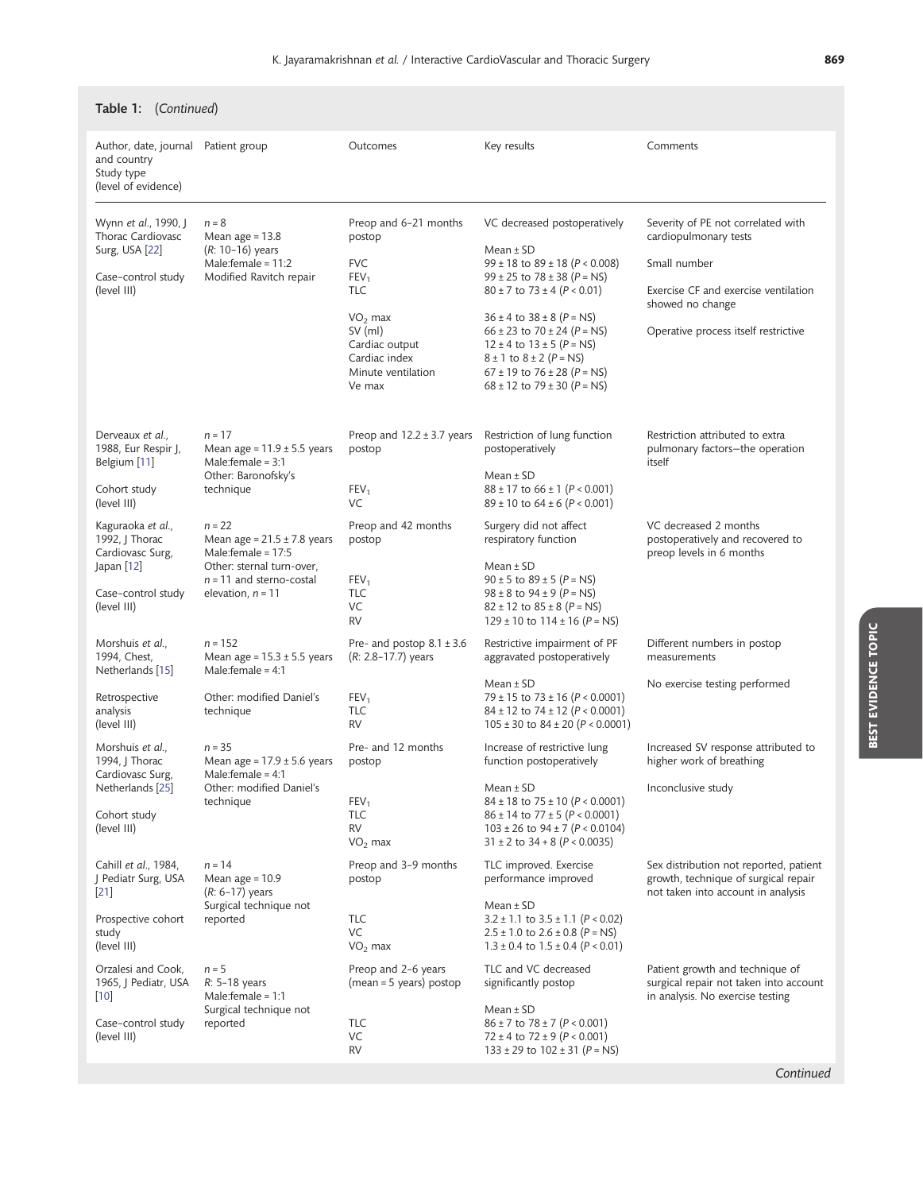**Table 1:** (*Continued*)

| Author, date, journal and country<br>Study type<br>(level of evidence) | Patient group | Outcomes | Key results | Comments |
|---|---|---|---|---|
| Wynn *et al.*, 1990, J Thorac Cardiovasc Surg, USA [22]<br><br>Case–control study (level III) | $n = 8$<br>Mean age = 13.8 (*R*: 10–16) years<br>Male:female = 11:2<br>Modified Ravitch repair | Preop and 6–21 months postop<br><br>FVC<br>$FEV_1$<br>TLC<br><br>$VO_2$ max<br>SV (ml)<br>Cardiac output<br>Cardiac index<br>Minute ventilation<br>Ve max | VC decreased postoperatively<br><br>Mean ± SD<br>99 ± 18 to 89 ± 18 ($P < 0.008$)<br>99 ± 25 to 78 ± 38 ($P$ = NS)<br>80 ± 7 to 73 ± 4 ($P < 0.01$)<br><br>36 ± 4 to 38 ± 8 ($P$ = NS)<br>66 ± 23 to 70 ± 24 ($P$ = NS)<br>12 ± 4 to 13 ± 5 ($P$ = NS)<br>8 ± 1 to 8 ± 2 ($P$ = NS)<br>67 ± 19 to 76 ± 28 ($P$ = NS)<br>68 ± 12 to 79 ± 30 ($P$ = NS) | Severity of PE not correlated with cardiopulmonary tests<br><br>Small number<br><br>Exercise CF and exercise ventilation showed no change<br><br>Operative process itself restrictive |
| Derveaux *et al.*, 1988, Eur Respir J, Belgium [11]<br><br>Cohort study (level III) | $n = 17$<br>Mean age = 11.9 ± 5.5 years<br>Male:female = 3:1<br>Other: Baronofsky's technique | Preop and 12.2 ± 3.7 years postop<br><br>$FEV_1$<br>VC | Restriction of lung function postoperatively<br><br>Mean ± SD<br>88 ± 17 to 66 ± 1 ($P < 0.001$)<br>89 ± 10 to 64 ± 6 ($P < 0.001$) | Restriction attributed to extra pulmonary factors—the operation itself |
| Kaguraoka *et al.*, 1992, J Thorac Cardiovasc Surg, Japan [12]<br><br>Case–control study (level III) | $n = 22$<br>Mean age = 21.5 ± 7.8 years<br>Male:female = 17:5<br>Other: sternal turn-over, $n = 11$ and sterno-costal elevation, $n = 11$ | Preop and 42 months postop<br><br>$FEV_1$<br>TLC<br>VC<br>RV | Surgery did not affect respiratory function<br><br>Mean ± SD<br>90 ± 5 to 89 ± 5 ($P$ = NS)<br>98 ± 8 to 94 ± 9 ($P$ = NS)<br>82 ± 12 to 85 ± 8 ($P$ = NS)<br>129 ± 10 to 114 ± 16 ($P$ = NS) | VC decreased 2 months postoperatively and recovered to preop levels in 6 months |
| Morshuis *et al.*, 1994, Chest, Netherlands [15]<br><br>Retrospective analysis (level III) | $n = 152$<br>Mean age = 15.3 ± 5.5 years<br>Male:female = 4:1<br><br>Other: modified Daniel's technique | Pre- and postop 8.1 ± 3.6 (*R*: 2.8–17.7) years<br><br>$FEV_1$<br>TLC<br>RV | Restrictive impairment of PF aggravated postoperatively<br><br>Mean ± SD<br>79 ± 15 to 73 ± 16 ($P < 0.0001$)<br>84 ± 12 to 74 ± 12 ($P < 0.0001$)<br>105 ± 30 to 84 ± 20 ($P < 0.0001$) | Different numbers in postop measurements<br><br>No exercise testing performed |
| Morshuis *et al.*, 1994, J Thorac Cardiovasc Surg, Netherlands [25]<br><br>Cohort study (level III) | $n = 35$<br>Mean age = 17.9 ± 5.6 years<br>Male:female = 4:1<br>Other: modified Daniel's technique | Pre- and 12 months postop<br><br>$FEV_1$<br>TLC<br>RV<br>$VO_2$ max | Increase of restrictive lung function postoperatively<br><br>Mean ± SD<br>84 ± 18 to 75 ± 10 ($P < 0.0001$)<br>86 ± 14 to 77 ± 5 ($P < 0.0001$)<br>103 ± 26 to 94 ± 7 ($P < 0.0104$)<br>31 ± 2 to 34 + 8 ($P < 0.0035$) | Increased SV response attributed to higher work of breathing<br><br>Inconclusive study |
| Cahill *et al.*, 1984, J Pediatr Surg, USA [21]<br><br>Prospective cohort study (level III) | $n = 14$<br>Mean age = 10.9 (*R*: 6–17) years<br>Surgical technique not reported | Preop and 3–9 months postop<br><br>TLC<br>VC<br>$VO_2$ max | TLC improved. Exercise performance improved<br><br>Mean ± SD<br>3.2 ± 1.1 to 3.5 ± 1.1 ($P < 0.02$)<br>2.5 ± 1.0 to 2.6 ± 0.8 ($P$ = NS)<br>1.3 ± 0.4 to 1.5 ± 0.4 ($P < 0.01$) | Sex distribution not reported, patient growth, technique of surgical repair not taken into account in analysis |
| Orzalesi and Cook, 1965, J Pediatr, USA [10]<br><br>Case–control study (level III) | $n = 5$<br>*R*: 5–18 years<br>Male:female = 1:1<br>Surgical technique not reported | Preop and 2–6 years (mean = 5 years) postop<br><br>TLC<br>VC<br>RV | TLC and VC decreased significantly postop<br><br>Mean ± SD<br>86 ± 7 to 78 ± 7 ($P < 0.001$)<br>72 ± 4 to 72 ± 9 ($P < 0.001$)<br>133 ± 29 to 102 ± 31 ($P$ = NS) | Patient growth and technique of surgical repair not taken into account in analysis. No exercise testing |

*Continued*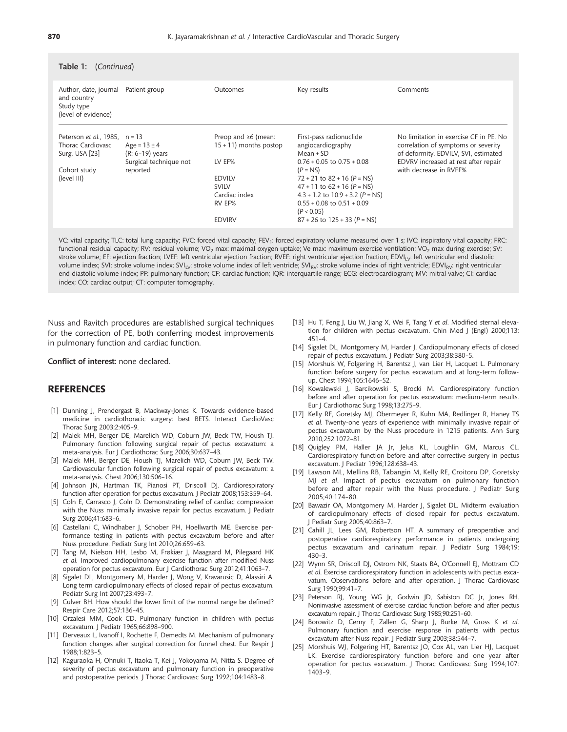**Table 1:** (*Continued*)

| Author, date, journal and country Study type (level of evidence) | Patient group | Outcomes | Key results | Comments |
|---|---|---|---|---|
| Peterson *et al.*, 1985, Thorac Cardiovasc Surg, USA [23] Cohort study (level III) | n = 13 Age = 13 ± 4 (R: 6–19) years Surgical technique not reported | Preop and ≥6 (mean: 15 + 11) months postop | First-pass radionuclide angiocardiography Mean + SD | No limitation in exercise CF in PE. No correlation of symptoms or severity of deformity. EDVILV, SVI, estimated EDVRV increased at rest after repair with decrease in RVEF% |
| | | LV EF% | 0.76 + 0.05 to 0.75 + 0.08 ($P$ = NS) | |
| | | EDVILV | 72 + 21 to 82 + 16 ($P$ = NS) | |
| | | SVILV | 47 + 11 to 62 + 16 ($P$ = NS) | |
| | | Cardiac index | 4.3 + 1.2 to 10.9 + 3.2 ($P$ = NS) | |
| | | RV EF% | 0.55 + 0.08 to 0.51 + 0.09 ($P < 0.05$) | |
| | | EDVIRV | 87 + 26 to 125 + 33 ($P$ = NS) | |

VC: vital capacity; TLC: total lung capacity; FVC: forced vital capacity; $FEV_1$: forced expiratory volume measured over 1 s; IVC: inspiratory vital capacity; FRC: functional residual capacity; RV: residual volume; $VO_2$ max: maximal oxygen uptake; Ve max: maximum exercise ventilation; $VO_2$ max during exercise; SV: stroke volume; EF: ejection fraction; LVEF: left ventricular ejection fraction; RVEF: right ventricular ejection fraction; $EDVI_{LV}$: left ventricular end diastolic volume index; SVI: stroke volume index; $SVI_{LV}$: stroke volume index of left ventricle; $SVI_{RV}$: stroke volume index of right ventricle; $EDVI_{RV}$: right ventricular end diastolic volume index; PF: pulmonary function; CF: cardiac function; IQR: interquartile range; ECG: electrocardiogram; MV: mitral valve; CI: cardiac index; CO: cardiac output; CT: computer tomography.

Nuss and Ravitch procedures are established surgical techniques for the correction of PE, both conferring modest improvements in pulmonary function and cardiac function.

**Conflict of interest:** none declared.

## REFERENCES

[1] Dunning J, Prendergast B, Mackway-Jones K. Towards evidence-based medicine in cardiothoracic surgery: best BETS. Interact CardioVasc Thorac Surg 2003;2:405–9.

[2] Malek MH, Berger DE, Marelich WD, Coburn JW, Beck TW, Housh TJ. Pulmonary function following surgical repair of pectus excavatum: a meta-analysis. Eur J Cardiothorac Surg 2006;30:637–43.

[3] Malek MH, Berger DE, Housh TJ, Marelich WD, Coburn JW, Beck TW. Cardiovascular function following surgical repair of pectus excavatum: a meta-analysis. Chest 2006;130:506–16.

[4] Johnson JN, Hartman TK, Pianosi PT, Driscoll DJ. Cardiorespiratory function after operation for pectus excavatum. J Pediatr 2008;153:359–64.

[5] Coln E, Carrasco J, Coln D. Demonstrating relief of cardiac compression with the Nuss minimally invasive repair for pectus excavatum. J Pediatr Surg 2006;41:683–6.

[6] Castellani C, Windhaber J, Schober PH, Hoellwarth ME. Exercise performance testing in patients with pectus excavatum before and after Nuss procedure. Pediatr Surg Int 2010;26:659–63.

[7] Tang M, Nielson HH, Lesbo M, Frøkiær J, Maagaard M, Pilegaard HK *et al.* Improved cardiopulmonary exercise function after modified Nuss operation for pectus excavatum. Eur J Cardiothorac Surg 2012;41:1063–7.

[8] Sigalet DL, Montgomery M, Harder J, Wong V, Kravarusic D, Alassiri A. Long term cardiopulmonary effects of closed repair of pectus excavatum. Pediatr Surg Int 2007;23:493–7.

[9] Culver BH. How should the lower limit of the normal range be defined? Respir Care 2012;57:136–45.

[10] Orzalesi MM, Cook CD. Pulmonary function in children with pectus excavatum. J Pediatr 1965;66:898–900.

[11] Derveaux L, Ivanoff I, Rochette F, Demedts M. Mechanism of pulmonary function changes after surgical correction for funnel chest. Eur Respir J 1988;1:823–5.

[12] Kaguraoka H, Ohnuki T, Itaoka T, Kei J, Yokoyama M, Nitta S. Degree of severity of pectus excavatum and pulmonary function in preoperative and postoperative periods. J Thorac Cardiovasc Surg 1992;104:1483–8.

[13] Hu T, Feng J, Liu W, Jiang X, Wei F, Tang Y *et al.* Modified sternal elevation for children with pectus excavatum. Chin Med J (Engl) 2000;113: 451–4.

[14] Sigalet DL, Montgomery M, Harder J. Cardiopulmonary effects of closed repair of pectus excavatum. J Pediatr Surg 2003;38:380–5.

[15] Morshuis W, Folgering H, Barentsz J, van Lier H, Lacquet L. Pulmonary function before surgery for pectus excavatum and at long-term follow-up. Chest 1994;105:1646–52.

[16] Kowalewski J, Barcikowski S, Brocki M. Cardiorespiratory function before and after operation for pectus excavatum: medium-term results. Eur J Cardiothorac Surg 1998;13:275–9.

[17] Kelly RE, Goretsky MJ, Obermeyer R, Kuhn MA, Redlinger R, Haney TS *et al.* Twenty-one years of experience with minimally invasive repair of pectus excavatum by the Nuss procedure in 1215 patients. Ann Surg 2010;252:1072–81.

[18] Quigley PM, Haller JA Jr, Jelus KL, Loughlin GM, Marcus CL. Cardiorespiratory function before and after corrective surgery in pectus excavatum. J Pediatr 1996;128:638–43.

[19] Lawson ML, Mellins RB, Tabangin M, Kelly RE, Croitoru DP, Goretsky MJ *et al.* Impact of pectus excavatum on pulmonary function before and after repair with the Nuss procedure. J Pediatr Surg 2005;40:174–80.

[20] Bawazir OA, Montgomery M, Harder J, Sigalet DL. Midterm evaluation of cardiopulmonary effects of closed repair for pectus excavatum. J Pediatr Surg 2005;40:863–7.

[21] Cahill JL, Lees GM, Robertson HT. A summary of preoperative and postoperative cardiorespiratory performance in patients undergoing pectus excavatum and carinatum repair. J Pediatr Surg 1984;19: 430–3.

[22] Wynn SR, Driscoll DJ, Ostrom NK, Staats BA, O'Connell EJ, Mottram CD *et al.* Exercise cardiorespiratory function in adolescents with pectus excavatum. Observations before and after operation. J Thorac Cardiovasc Surg 1990;99:41–7.

[23] Peterson RJ, Young WG Jr, Godwin JD, Sabiston DC Jr, Jones RH. Noninvasive assessment of exercise cardiac function before and after pectus excavatum repair. J Thorac Cardiovasc Surg 1985;90:251–60.

[24] Borowitz D, Cerny F, Zallen G, Sharp J, Burke M, Gross K *et al.* Pulmonary function and exercise response in patients with pectus excavatum after Nuss repair. J Pediatr Surg 2003;38:544–7.

[25] Morshuis WJ, Folgering HT, Barentsz JO, Cox AL, van Lier HJ, Lacquet LK. Exercise cardiorespiratory function before and one year after operation for pectus excavatum. J Thorac Cardiovasc Surg 1994;107: 1403–9.